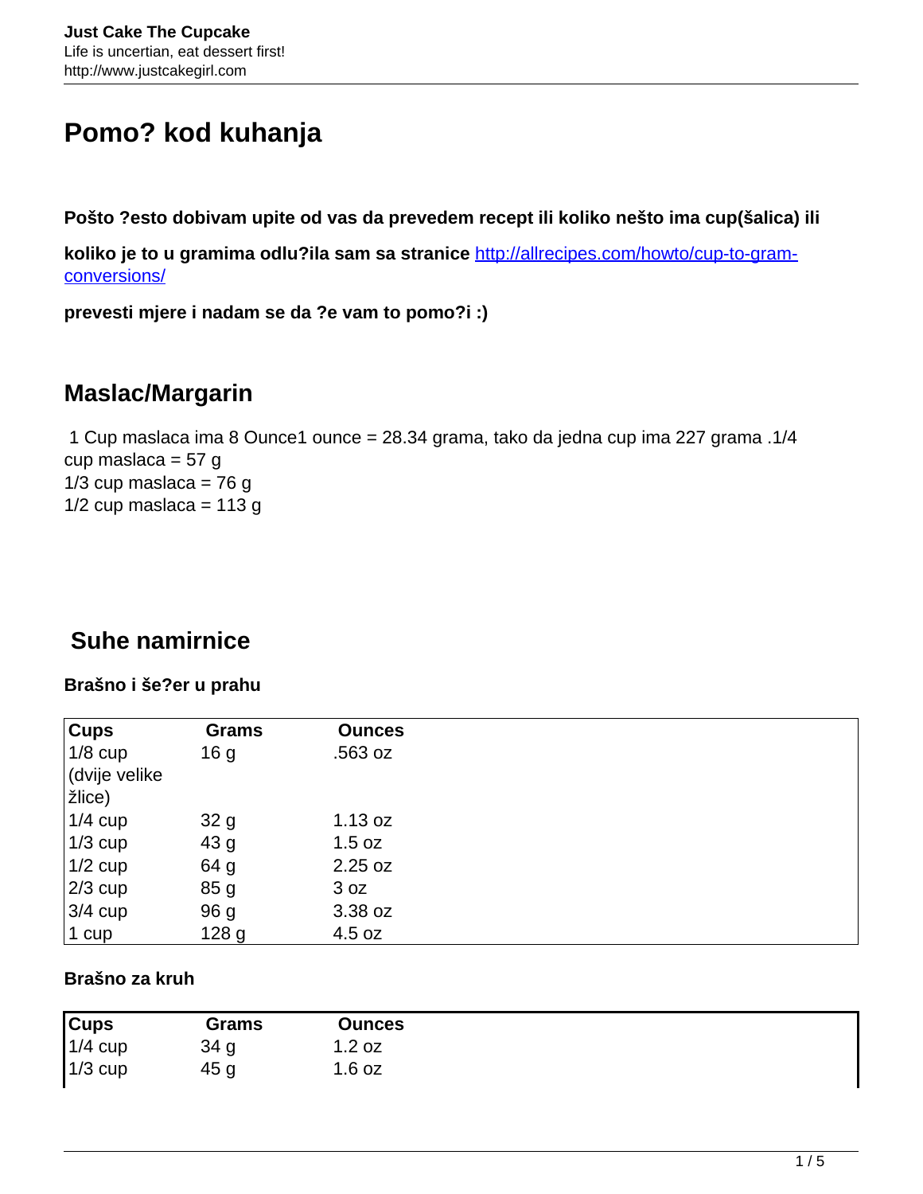# Pomo? kod kuhanja

**Pošto ?esto dobivam upite od vas da prevedem recept ili koliko nešto ima cup(šalica) ili**

**koliko je to u gramima odlu?ila sam sa stranice** [http://allrecipes.com/howto/cup-to-gram-conversions/](http://allrecipes.com/howto/cup-to-gram-conversions/)

**prevesti mjere i nadam se da ?e vam to pomo?i :)**

## Maslac/Margarin

1 Cup maslaca ima 8 Ounce1 ounce = 28.34 grama, tako da jedna cup ima 227 grama .1/4 cup maslaca = 57 g
1/3 cup maslaca = 76 g
1/2 cup maslaca = 113 g

## Suhe namirnice

**Brašno i še?er u prahu**

| Cups | Grams | Ounces |
|---|---|---|
| 1/8 cup (dvije velike žlice) | 16 g | .563 oz |
| 1/4 cup | 32 g | 1.13 oz |
| 1/3 cup | 43 g | 1.5 oz |
| 1/2 cup | 64 g | 2.25 oz |
| 2/3 cup | 85 g | 3 oz |
| 3/4 cup | 96 g | 3.38 oz |
| 1 cup | 128 g | 4.5 oz |

**Brašno za kruh**

| Cups | Grams | Ounces |
|---|---|---|
| 1/4 cup | 34 g | 1.2 oz |
| 1/3 cup | 45 g | 1.6 oz |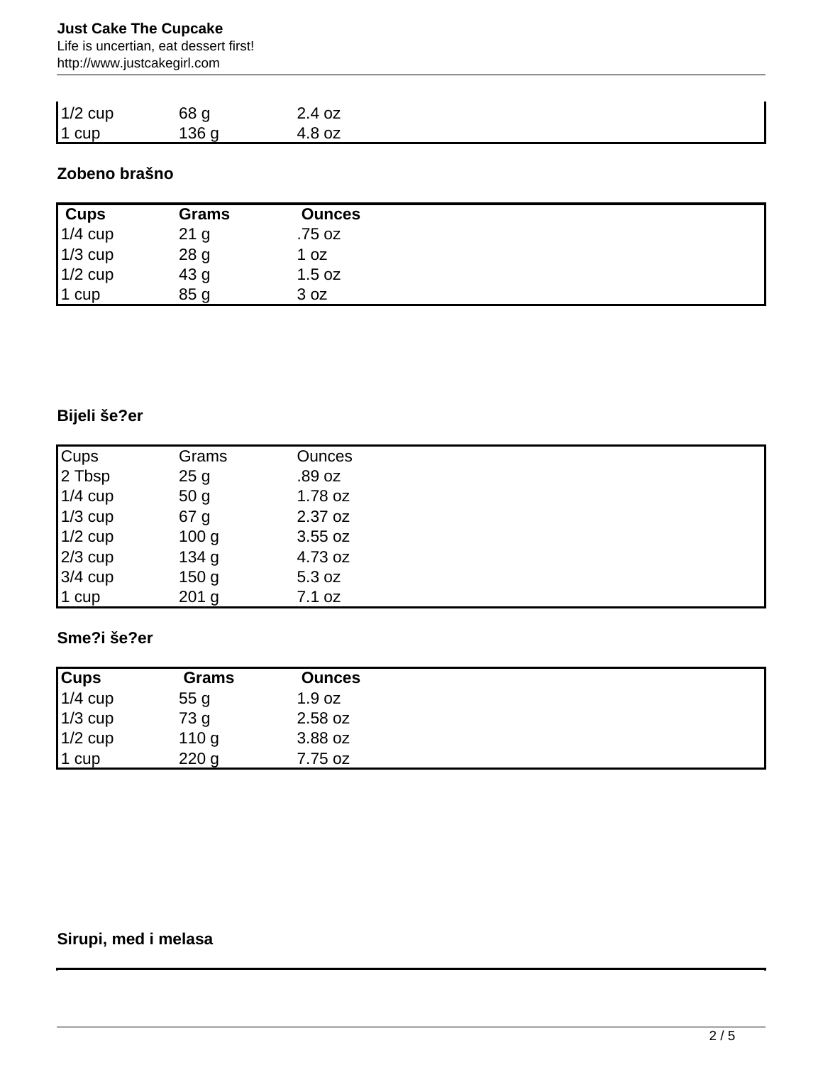| | | |
|---|---|---|
| 1/2 cup | 68 g | 2.4 oz |
| 1 cup | 136 g | 4.8 oz |

**Zobeno brašno**

| Cups | Grams | Ounces |
|---|---|---|
| 1/4 cup | 21 g | .75 oz |
| 1/3 cup | 28 g | 1 oz |
| 1/2 cup | 43 g | 1.5 oz |
| 1 cup | 85 g | 3 oz |

**Bijeli še?er**

| Cups | Grams | Ounces |
|---|---|---|
| 2 Tbsp | 25 g | .89 oz |
| 1/4 cup | 50 g | 1.78 oz |
| 1/3 cup | 67 g | 2.37 oz |
| 1/2 cup | 100 g | 3.55 oz |
| 2/3 cup | 134 g | 4.73 oz |
| 3/4 cup | 150 g | 5.3 oz |
| 1 cup | 201 g | 7.1 oz |

**Sme?i še?er**

| Cups | Grams | Ounces |
|---|---|---|
| 1/4 cup | 55 g | 1.9 oz |
| 1/3 cup | 73 g | 2.58 oz |
| 1/2 cup | 110 g | 3.88 oz |
| 1 cup | 220 g | 7.75 oz |

**Sirupi, med i melasa**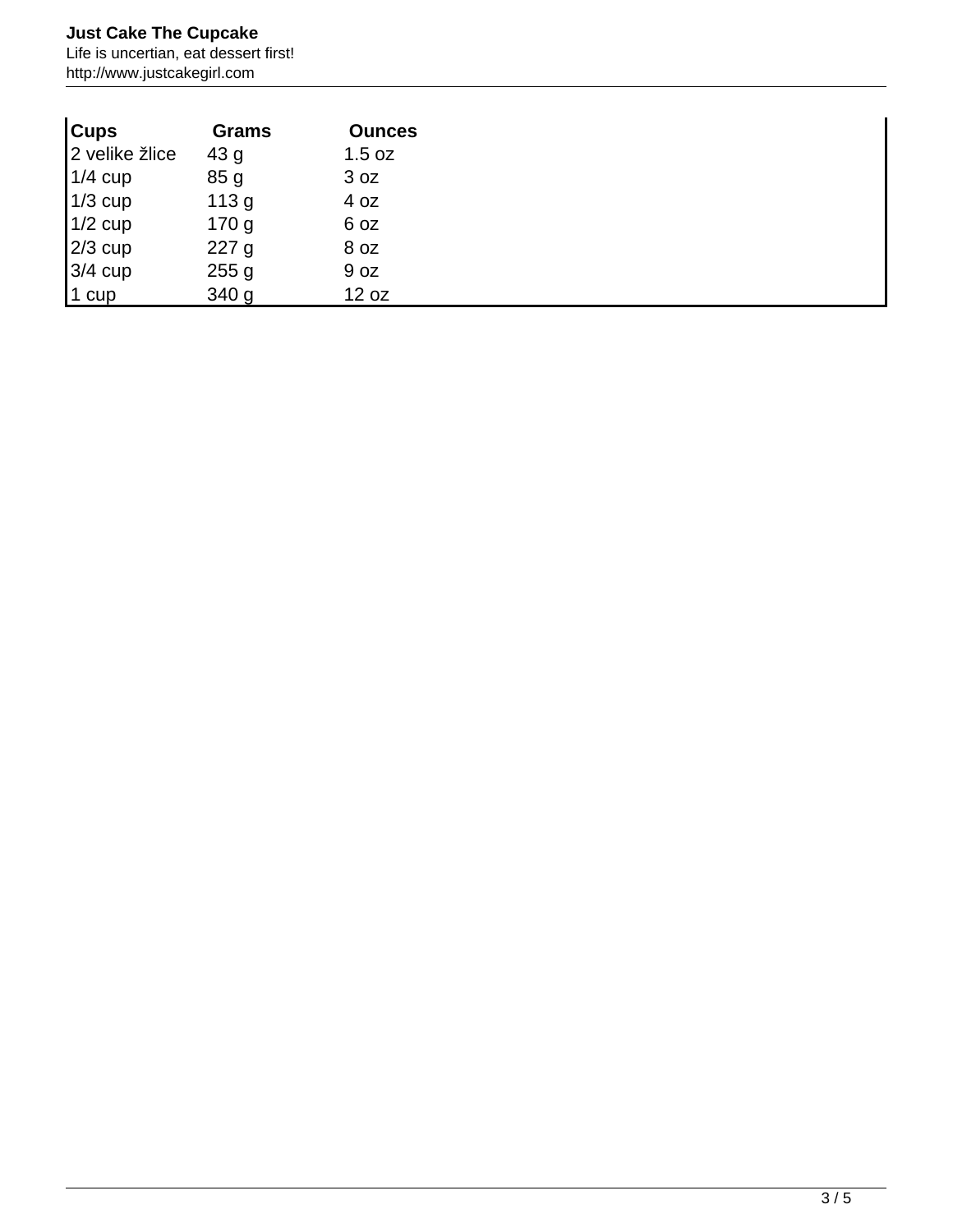| Cups | Grams | Ounces |
| --- | --- | --- |
| 2 velike žlice | 43 g | 1.5 oz |
| 1/4 cup | 85 g | 3 oz |
| 1/3 cup | 113 g | 4 oz |
| 1/2 cup | 170 g | 6 oz |
| 2/3 cup | 227 g | 8 oz |
| 3/4 cup | 255 g | 9 oz |
| 1 cup | 340 g | 12 oz |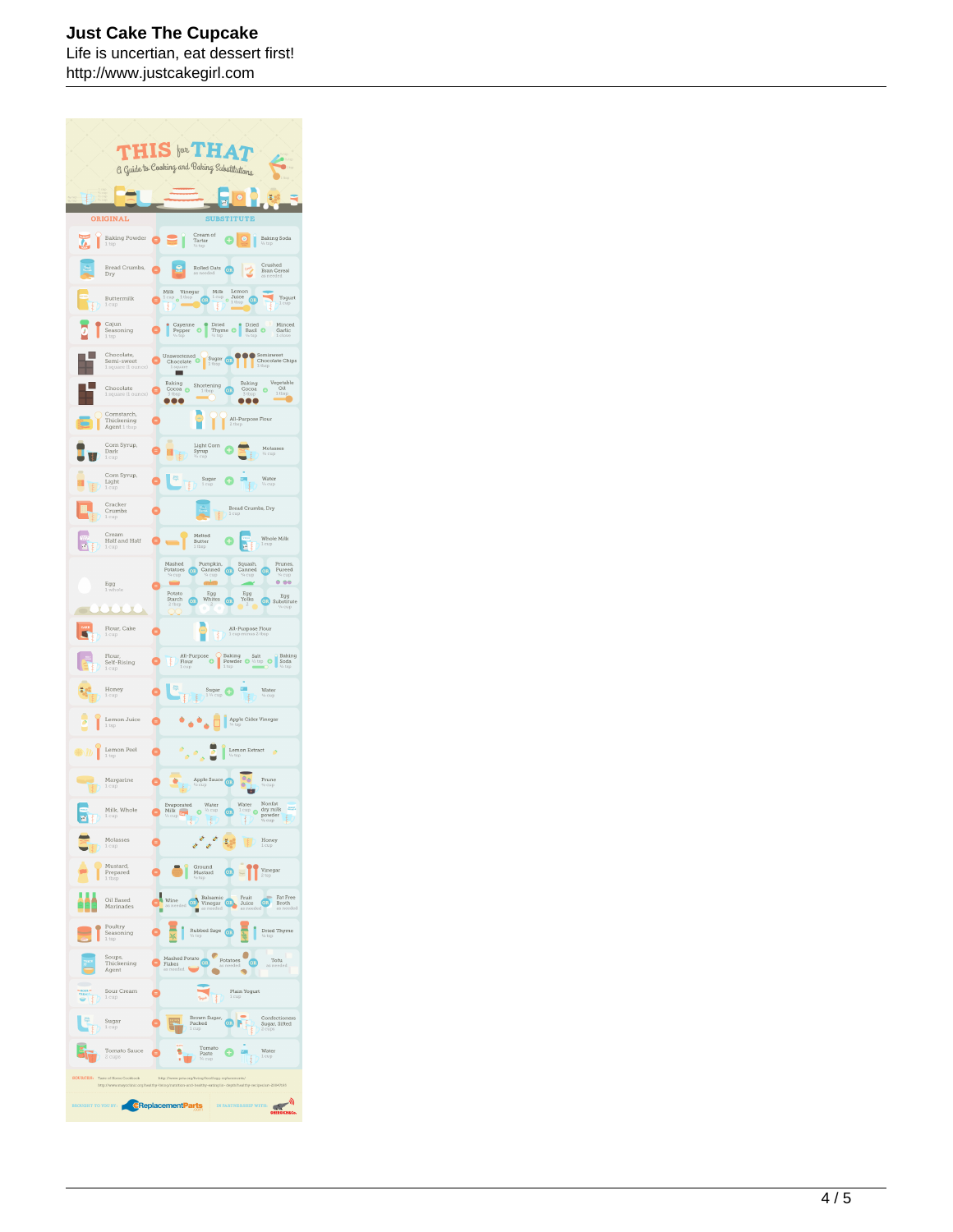# THIS for THAT

*A Guide to Cooking and Baking Substitutions*

| ORIGINAL | SUBSTITUTE |
|---|---|
| Baking Powder 1 tsp | Cream of Tartar ½ tsp + Baking Soda ¼ tsp |
| Bread Crumbs, Dry | Rolled Oats as needed OR Crushed Bran Cereal as needed |
| Buttermilk 1 cup | Milk 1 cup + Vinegar 1 tbsp OR Milk 1 cup + Lemon Juice 1 tbsp OR Yogurt 1 cup |
| Cajun Seasoning 1 tsp | Cayenne Pepper ½ tsp + Dried Thyme ½ tsp + Dried Basil ¼ tsp + Minced Garlic 1 clove |
| Chocolate, Semi-sweet 1 square (1 ounce) | Unsweetened Chocolate 1 square + Sugar 1 tbsp OR Semisweet Chocolate Chips 3 tbsp |
| Chocolate 1 square (1 ounce) | Baking Cocoa 3 tbsp + Shortening 1 tbsp OR Baking Cocoa 3 tbsp + Vegetable Oil 1 tbsp |
| Cornstarch, Thickening Agent 1 tbsp | All-Purpose Flour 2 tbsp |
| Corn Syrup, Dark 1 cup | Light Corn Syrup ¾ cup + Molasses ¼ cup |
| Corn Syrup, Light 1 cup | Sugar 1 cup + Water ¼ cup |
| Cracker Crumbs 1 cup | Bread Crumbs, Dry 1 cup |
| Cream Half and Half 1 cup | Melted Butter 1 tbsp + Whole Milk 1 cup |
| Egg 1 whole | Mashed Potatoes ¼ cup OR Pumpkin, Canned ¼ cup OR Squash, Canned ¼ cup OR Prunes, Pureed ¼ cup OR Potato Starch 2 tbsp OR Egg Whites 2 OR Egg Yolks 2 OR Egg Substitute ¼ cup |
| Flour, Cake 1 cup | All-Purpose Flour 1 cup minus 2 tbsp |
| Flour, Self-Rising 1 cup | All-Purpose Flour 1 cup + Baking Powder 1½ tsp + Salt ½ tsp + Baking Soda ¼ tsp |
| Honey 1 cup | Sugar 1¼ cup + Water ¼ cup |
| Lemon Juice 1 tsp | Apple Cider Vinegar ½ tsp |
| Lemon Peel 1 tsp | Lemon Extract ½ tsp |
| Margarine 1 cup | Apple Sauce ½ cup OR Prune ½ cup |
| Milk, Whole 1 cup | Evaporated Milk ½ cup + Water ½ cup OR Water 1 cup + Nonfat dry milk powder ⅓ cup |
| Molasses 1 cup | Honey 1 cup |
| Mustard, Prepared 1 tbsp | Ground Mustard ½ tsp OR Vinegar 2 tsp |
| Oil Based Marinades | Wine as needed OR Balsamic Vinegar as needed OR Fruit Juice as needed OR Fat Free Broth as needed |
| Poultry Seasoning 1 tsp | Rubbed Sage ¾ tsp OR Dried Thyme ¼ tsp |
| Soups, Thickening Agent | Mashed Potato Flakes as needed OR Potatoes as needed OR Tofu as needed |
| Sour Cream 1 cup | Plain Yogurt 1 cup |
| Sugar 1 cup | Brown Sugar, Packed 1 cup OR Confectioners Sugar, Sifted 2 cups |
| Tomato Sauce 2 cups | Tomato Paste ¾ cup + Water 1 cup |

SOURCES: Taste of Home Cookbook

BROUGHT TO YOU BY: ReplacementParts.com IN PARTNERSHIP WITH: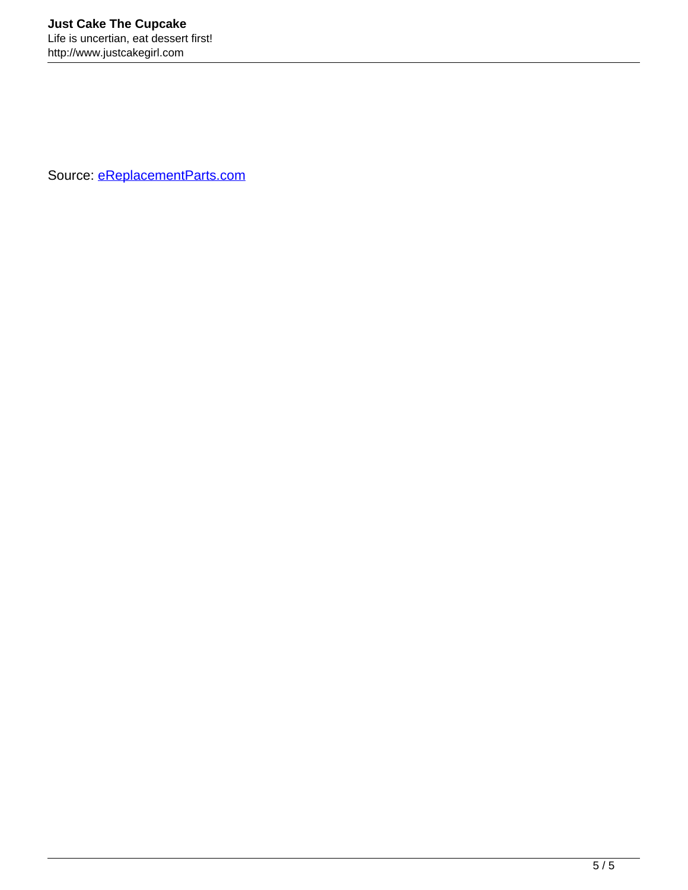Source: [eReplacementParts.com](http://www.ereplacementparts.com)